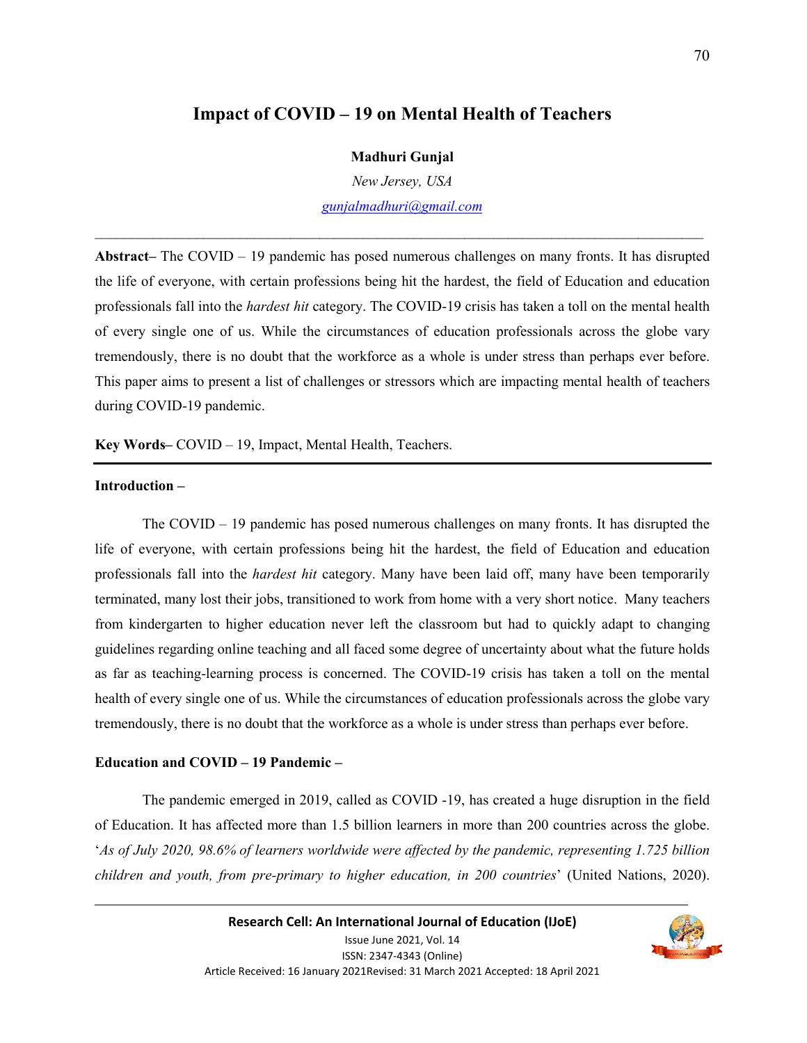# Impact of COVID – 19 on Mental Health of Teachers

**Madhuri Gunjal**

*New Jersey, USA*

gunjalmadhuri@gmail.com

---

**Abstract–** The COVID – 19 pandemic has posed numerous challenges on many fronts. It has disrupted the life of everyone, with certain professions being hit the hardest, the field of Education and education professionals fall into the *hardest hit* category. The COVID-19 crisis has taken a toll on the mental health of every single one of us. While the circumstances of education professionals across the globe vary tremendously, there is no doubt that the workforce as a whole is under stress than perhaps ever before. This paper aims to present a list of challenges or stressors which are impacting mental health of teachers during COVID-19 pandemic.

**Key Words–** COVID – 19, Impact, Mental Health, Teachers.

---

## Introduction –

The COVID – 19 pandemic has posed numerous challenges on many fronts. It has disrupted the life of everyone, with certain professions being hit the hardest, the field of Education and education professionals fall into the *hardest hit* category. Many have been laid off, many have been temporarily terminated, many lost their jobs, transitioned to work from home with a very short notice. Many teachers from kindergarten to higher education never left the classroom but had to quickly adapt to changing guidelines regarding online teaching and all faced some degree of uncertainty about what the future holds as far as teaching-learning process is concerned. The COVID-19 crisis has taken a toll on the mental health of every single one of us. While the circumstances of education professionals across the globe vary tremendously, there is no doubt that the workforce as a whole is under stress than perhaps ever before.

## Education and COVID – 19 Pandemic –

The pandemic emerged in 2019, called as COVID -19, has created a huge disruption in the field of Education. It has affected more than 1.5 billion learners in more than 200 countries across the globe. '*As of July 2020, 98.6% of learners worldwide were affected by the pandemic, representing 1.725 billion children and youth, from pre-primary to higher education, in 200 countries*' (United Nations, 2020).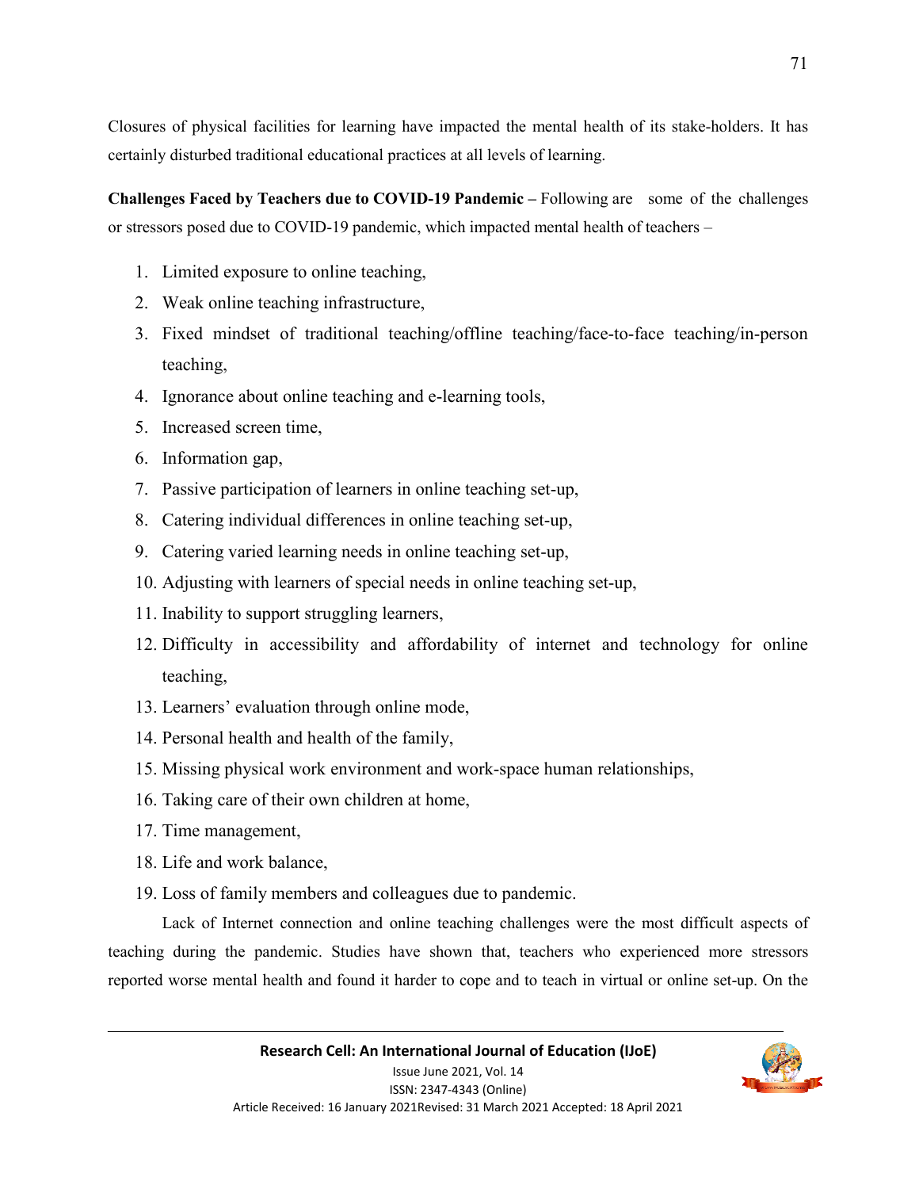Closures of physical facilities for learning have impacted the mental health of its stake-holders. It has certainly disturbed traditional educational practices at all levels of learning.

**Challenges Faced by Teachers due to COVID-19 Pandemic –** Following are some of the challenges or stressors posed due to COVID-19 pandemic, which impacted mental health of teachers –

1. Limited exposure to online teaching,
2. Weak online teaching infrastructure,
3. Fixed mindset of traditional teaching/offline teaching/face-to-face teaching/in-person teaching,
4. Ignorance about online teaching and e-learning tools,
5. Increased screen time,
6. Information gap,
7. Passive participation of learners in online teaching set-up,
8. Catering individual differences in online teaching set-up,
9. Catering varied learning needs in online teaching set-up,
10. Adjusting with learners of special needs in online teaching set-up,
11. Inability to support struggling learners,
12. Difficulty in accessibility and affordability of internet and technology for online teaching,
13. Learners' evaluation through online mode,
14. Personal health and health of the family,
15. Missing physical work environment and work-space human relationships,
16. Taking care of their own children at home,
17. Time management,
18. Life and work balance,
19. Loss of family members and colleagues due to pandemic.

Lack of Internet connection and online teaching challenges were the most difficult aspects of teaching during the pandemic. Studies have shown that, teachers who experienced more stressors reported worse mental health and found it harder to cope and to teach in virtual or online set-up. On the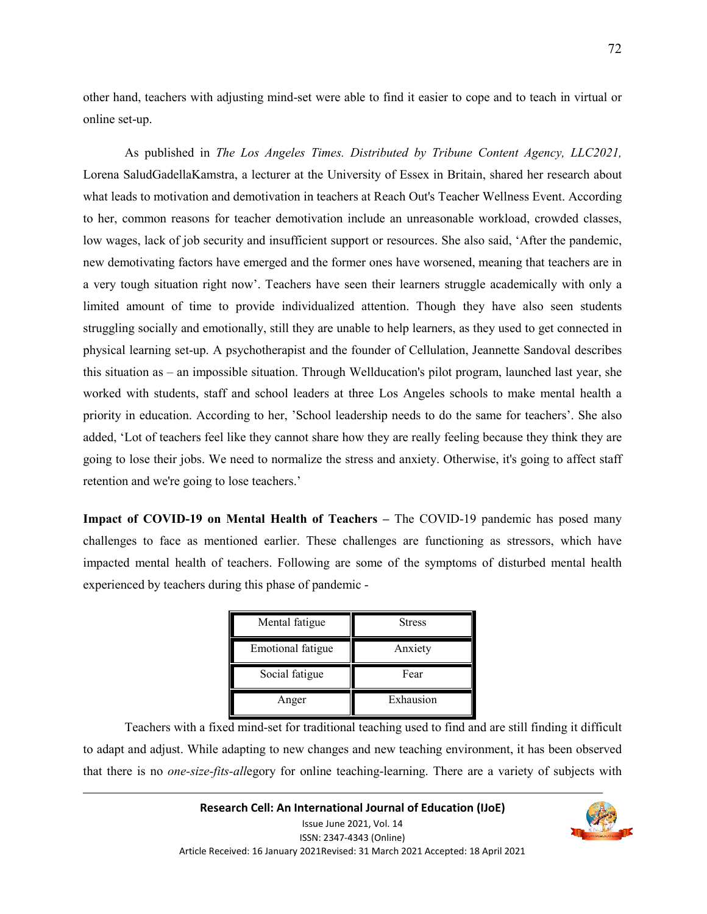other hand, teachers with adjusting mind-set were able to find it easier to cope and to teach in virtual or online set-up.

As published in *The Los Angeles Times. Distributed by Tribune Content Agency, LLC2021,* Lorena SaludGadellaKamstra, a lecturer at the University of Essex in Britain, shared her research about what leads to motivation and demotivation in teachers at Reach Out's Teacher Wellness Event. According to her, common reasons for teacher demotivation include an unreasonable workload, crowded classes, low wages, lack of job security and insufficient support or resources. She also said, 'After the pandemic, new demotivating factors have emerged and the former ones have worsened, meaning that teachers are in a very tough situation right now'. Teachers have seen their learners struggle academically with only a limited amount of time to provide individualized attention. Though they have also seen students struggling socially and emotionally, still they are unable to help learners, as they used to get connected in physical learning set-up. A psychotherapist and the founder of Cellulation, Jeannette Sandoval describes this situation as – an impossible situation. Through Wellducation's pilot program, launched last year, she worked with students, staff and school leaders at three Los Angeles schools to make mental health a priority in education. According to her, 'School leadership needs to do the same for teachers'. She also added, 'Lot of teachers feel like they cannot share how they are really feeling because they think they are going to lose their jobs. We need to normalize the stress and anxiety. Otherwise, it's going to affect staff retention and we're going to lose teachers.'

**Impact of COVID-19 on Mental Health of Teachers –** The COVID-19 pandemic has posed many challenges to face as mentioned earlier. These challenges are functioning as stressors, which have impacted mental health of teachers. Following are some of the symptoms of disturbed mental health experienced by teachers during this phase of pandemic -

| Mental fatigue | Stress |
|---|---|
| Emotional fatigue | Anxiety |
| Social fatigue | Fear |
| Anger | Exhausion |

Teachers with a fixed mind-set for traditional teaching used to find and are still finding it difficult to adapt and adjust. While adapting to new changes and new teaching environment, it has been observed that there is no *one-size-fits-all*egory for online teaching-learning. There are a variety of subjects with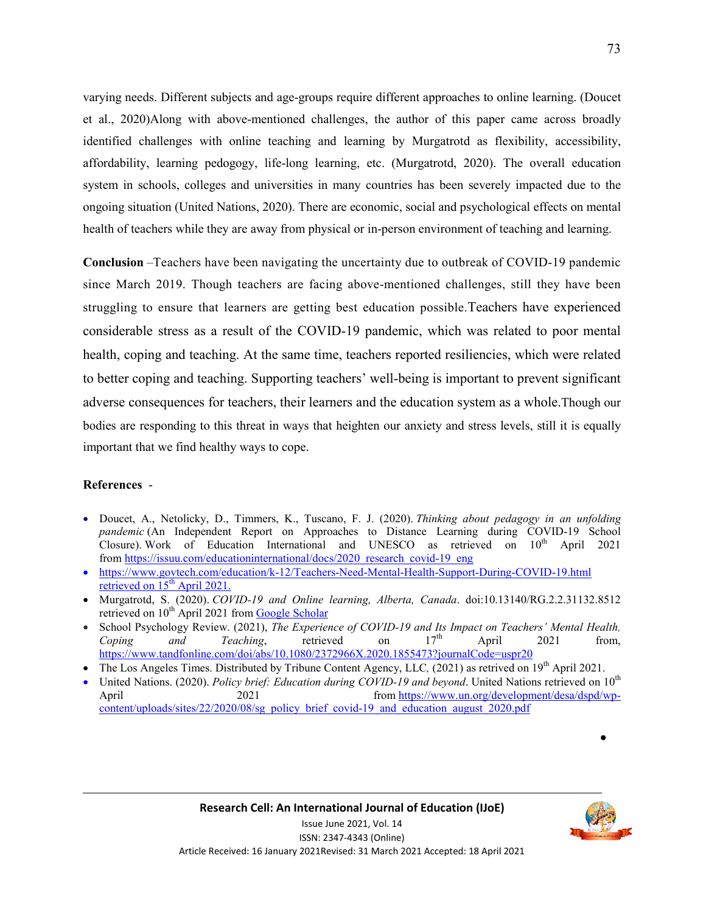varying needs. Different subjects and age-groups require different approaches to online learning. (Doucet et al., 2020)Along with above-mentioned challenges, the author of this paper came across broadly identified challenges with online teaching and learning by Murgatrotd as flexibility, accessibility, affordability, learning pedogogy, life-long learning, etc. (Murgatrotd, 2020). The overall education system in schools, colleges and universities in many countries has been severely impacted due to the ongoing situation (United Nations, 2020). There are economic, social and psychological effects on mental health of teachers while they are away from physical or in-person environment of teaching and learning.

**Conclusion** –Teachers have been navigating the uncertainty due to outbreak of COVID-19 pandemic since March 2019. Though teachers are facing above-mentioned challenges, still they have been struggling to ensure that learners are getting best education possible.Teachers have experienced considerable stress as a result of the COVID-19 pandemic, which was related to poor mental health, coping and teaching. At the same time, teachers reported resiliencies, which were related to better coping and teaching. Supporting teachers' well-being is important to prevent significant adverse consequences for teachers, their learners and the education system as a whole.Though our bodies are responding to this threat in ways that heighten our anxiety and stress levels, still it is equally important that we find healthy ways to cope.

**References** -

- Doucet, A., Netolicky, D., Timmers, K., Tuscano, F. J. (2020). *Thinking about pedagogy in an unfolding pandemic* (An Independent Report on Approaches to Distance Learning during COVID-19 School Closure). Work of Education International and UNESCO as retrieved on 10th April 2021 from https://issuu.com/educationinternational/docs/2020_research_covid-19_eng
- https://www.govtech.com/education/k-12/Teachers-Need-Mental-Health-Support-During-COVID-19.html retrieved on 15th April 2021.
- Murgatrotd, S. (2020). *COVID-19 and Online learning, Alberta, Canada*. doi:10.13140/RG.2.2.31132.8512 retrieved on 10th April 2021 from Google Scholar
- School Psychology Review. (2021), *The Experience of COVID-19 and Its Impact on Teachers' Mental Health, Coping and Teaching*, retrieved on 17th April 2021 from, https://www.tandfonline.com/doi/abs/10.1080/2372966X.2020.1855473?journalCode=uspr20
- The Los Angeles Times. Distributed by Tribune Content Agency, LLC, (2021) as retrived on 19th April 2021.
- United Nations. (2020). *Policy brief: Education during COVID-19 and beyond*. United Nations retrieved on 10th April 2021 from https://www.un.org/development/desa/dspd/wp-content/uploads/sites/22/2020/08/sg_policy_brief_covid-19_and_education_august_2020.pdf